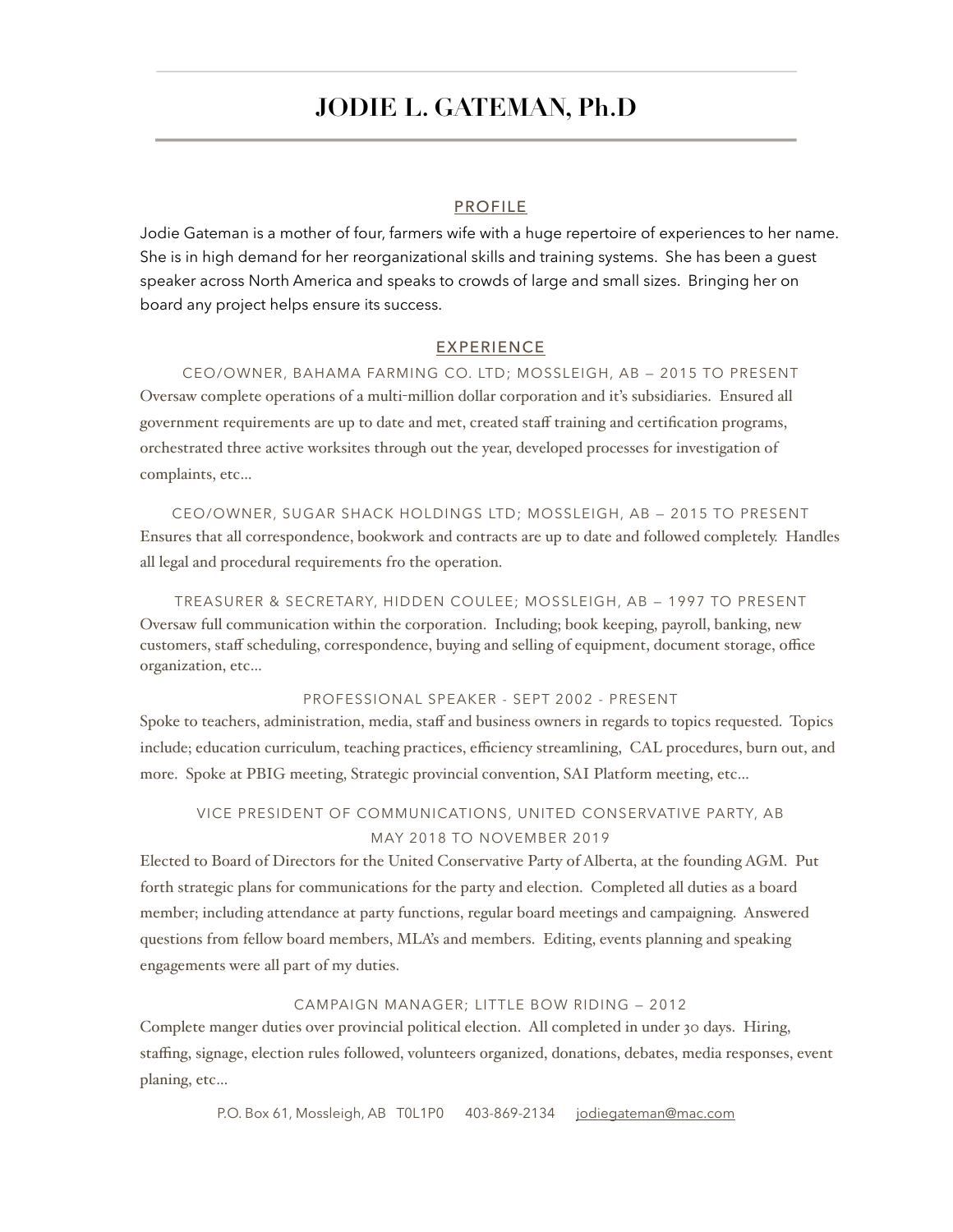# JODIE L. GATEMAN, Ph.D

## PROFILE

Jodie Gateman is a mother of four, farmers wife with a huge repertoire of experiences to her name. She is in high demand for her reorganizational skills and training systems. She has been a guest speaker across North America and speaks to crowds of large and small sizes. Bringing her on board any project helps ensure its success.

## EXPERIENCE

### CEO/OWNER, BAHAMA FARMING CO. LTD; MOSSLEIGH, AB — 2015 TO PRESENT

Oversaw complete operations of a multi-million dollar corporation and it's subsidiaries. Ensured all government requirements are up to date and met, created staff training and certification programs, orchestrated three active worksites through out the year, developed processes for investigation of complaints, etc…

### CEO/OWNER, SUGAR SHACK HOLDINGS LTD; MOSSLEIGH, AB — 2015 TO PRESENT

Ensures that all correspondence, bookwork and contracts are up to date and followed completely. Handles all legal and procedural requirements fro the operation.

### TREASURER & SECRETARY, HIDDEN COULEE; MOSSLEIGH, AB — 1997 TO PRESENT

Oversaw full communication within the corporation. Including; book keeping, payroll, banking, new customers, staff scheduling, correspondence, buying and selling of equipment, document storage, office organization, etc…

### PROFESSIONAL SPEAKER - SEPT 2002 - PRESENT

Spoke to teachers, administration, media, staff and business owners in regards to topics requested. Topics include; education curriculum, teaching practices, efficiency streamlining, CAL procedures, burn out, and more. Spoke at PBIG meeting, Strategic provincial convention, SAI Platform meeting, etc…

### VICE PRESIDENT OF COMMUNICATIONS, UNITED CONSERVATIVE PARTY, AB
### MAY 2018 TO NOVEMBER 2019

Elected to Board of Directors for the United Conservative Party of Alberta, at the founding AGM. Put forth strategic plans for communications for the party and election. Completed all duties as a board member; including attendance at party functions, regular board meetings and campaigning. Answered questions from fellow board members, MLA's and members. Editing, events planning and speaking engagements were all part of my duties.

### CAMPAIGN MANAGER; LITTLE BOW RIDING — 2012

Complete manger duties over provincial political election. All completed in under 30 days. Hiring, staffing, signage, election rules followed, volunteers organized, donations, debates, media responses, event planing, etc…

P.O. Box 61, Mossleigh, AB T0L1P0 403-869-2134 jodiegateman@mac.com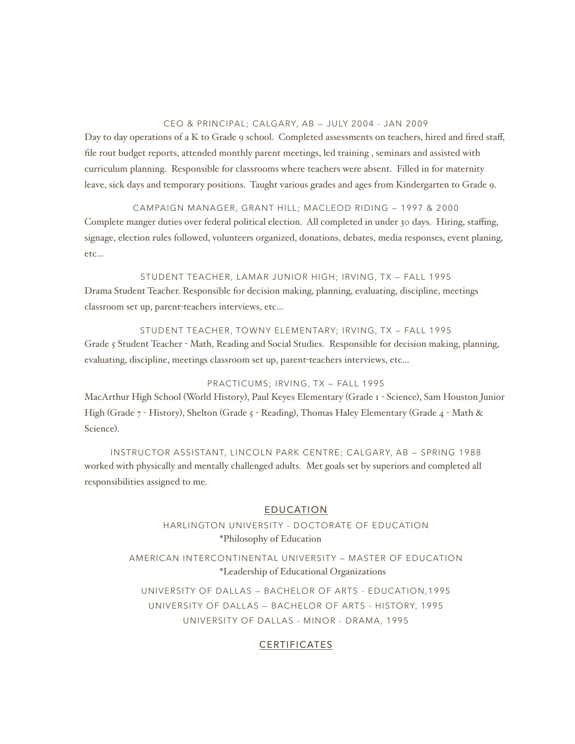### CEO & PRINCIPAL; CALGARY, AB – JULY 2004 - JAN 2009

Day to day operations of a K to Grade 9 school. Completed assessments on teachers, hired and fired staff, file rout budget reports, attended monthly parent meetings, led training , seminars and assisted with curriculum planning. Responsible for classrooms where teachers were absent. Filled in for maternity leave, sick days and temporary positions. Taught various grades and ages from Kindergarten to Grade 9.

### CAMPAIGN MANAGER, GRANT HILL; MACLEOD RIDING – 1997 & 2000

Complete manger duties over federal political election. All completed in under 30 days. Hiring, staffing, signage, election rules followed, volunteers organized, donations, debates, media responses, event planing, etc...

### STUDENT TEACHER, LAMAR JUNIOR HIGH; IRVING, TX – FALL 1995

Drama Student Teacher. Responsible for decision making, planning, evaluating, discipline, meetings classroom set up, parent-teachers interviews, etc...

### STUDENT TEACHER, TOWNY ELEMENTARY; IRVING, TX – FALL 1995

Grade 5 Student Teacher - Math, Reading and Social Studies. Responsible for decision making, planning, evaluating, discipline, meetings classroom set up, parent-teachers interviews, etc...

### PRACTICUMS; IRVING, TX – FALL 1995

MacArthur High School (World History), Paul Keyes Elementary (Grade 1 - Science), Sam Houston Junior High (Grade 7 - History), Shelton (Grade 5 - Reading), Thomas Haley Elementary (Grade 4 - Math & Science).

### INSTRUCTOR ASSISTANT, LINCOLN PARK CENTRE; CALGARY, AB – SPRING 1988

worked with physically and mentally challenged adults. Met goals set by superiors and completed all responsibilities assigned to me.

## EDUCATION

HARLINGTON UNIVERSITY - DOCTORATE OF EDUCATION
*Philosophy of Education

AMERICAN INTERCONTINENTAL UNIVERSITY – MASTER OF EDUCATION
*Leadership of Educational Organizations

UNIVERSITY OF DALLAS – BACHELOR OF ARTS - EDUCATION,1995
UNIVERSITY OF DALLAS – BACHELOR OF ARTS - HISTORY, 1995
UNIVERSITY OF DALLAS - MINOR - DRAMA, 1995

## CERTIFICATES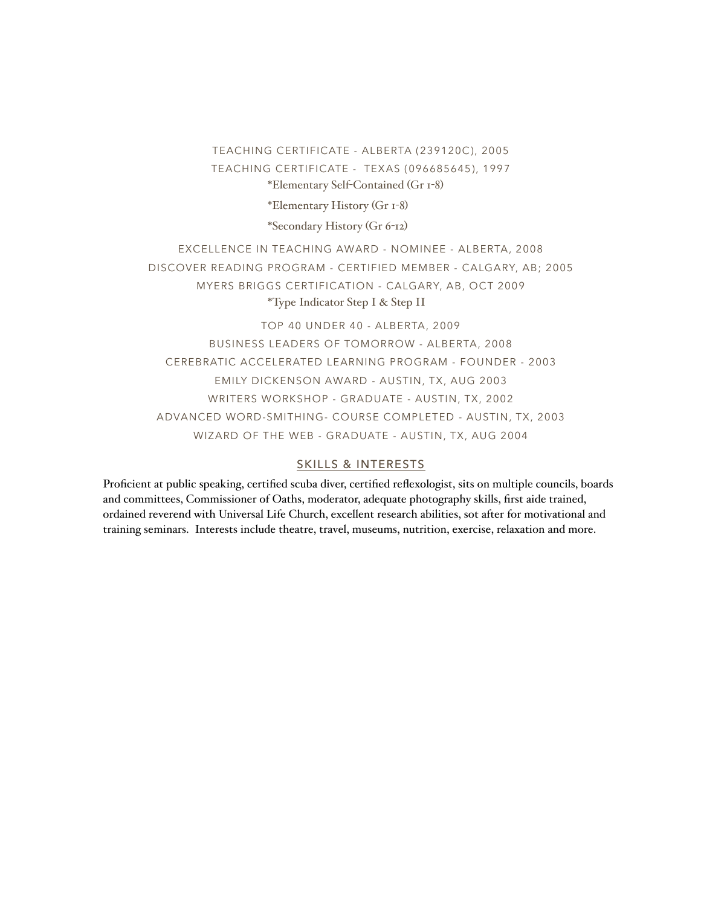TEACHING CERTIFICATE - ALBERTA (239120C), 2005

TEACHING CERTIFICATE - TEXAS (096685645), 1997

*Elementary Self-Contained (Gr 1-8)

*Elementary History (Gr 1-8)

*Secondary History (Gr 6-12)

EXCELLENCE IN TEACHING AWARD - NOMINEE - ALBERTA, 2008

DISCOVER READING PROGRAM - CERTIFIED MEMBER - CALGARY, AB; 2005

MYERS BRIGGS CERTIFICATION - CALGARY, AB, OCT 2009

*Type Indicator Step I & Step II

TOP 40 UNDER 40 - ALBERTA, 2009

BUSINESS LEADERS OF TOMORROW - ALBERTA, 2008

CEREBRATIC ACCELERATED LEARNING PROGRAM - FOUNDER - 2003

EMILY DICKENSON AWARD - AUSTIN, TX, AUG 2003

WRITERS WORKSHOP - GRADUATE - AUSTIN, TX, 2002

ADVANCED WORD-SMITHING- COURSE COMPLETED - AUSTIN, TX, 2003

WIZARD OF THE WEB - GRADUATE - AUSTIN, TX, AUG 2004

## SKILLS & INTERESTS

Proficient at public speaking, certified scuba diver, certified reflexologist, sits on multiple councils, boards and committees, Commissioner of Oaths, moderator, adequate photography skills, first aide trained, ordained reverend with Universal Life Church, excellent research abilities, sot after for motivational and training seminars. Interests include theatre, travel, museums, nutrition, exercise, relaxation and more.